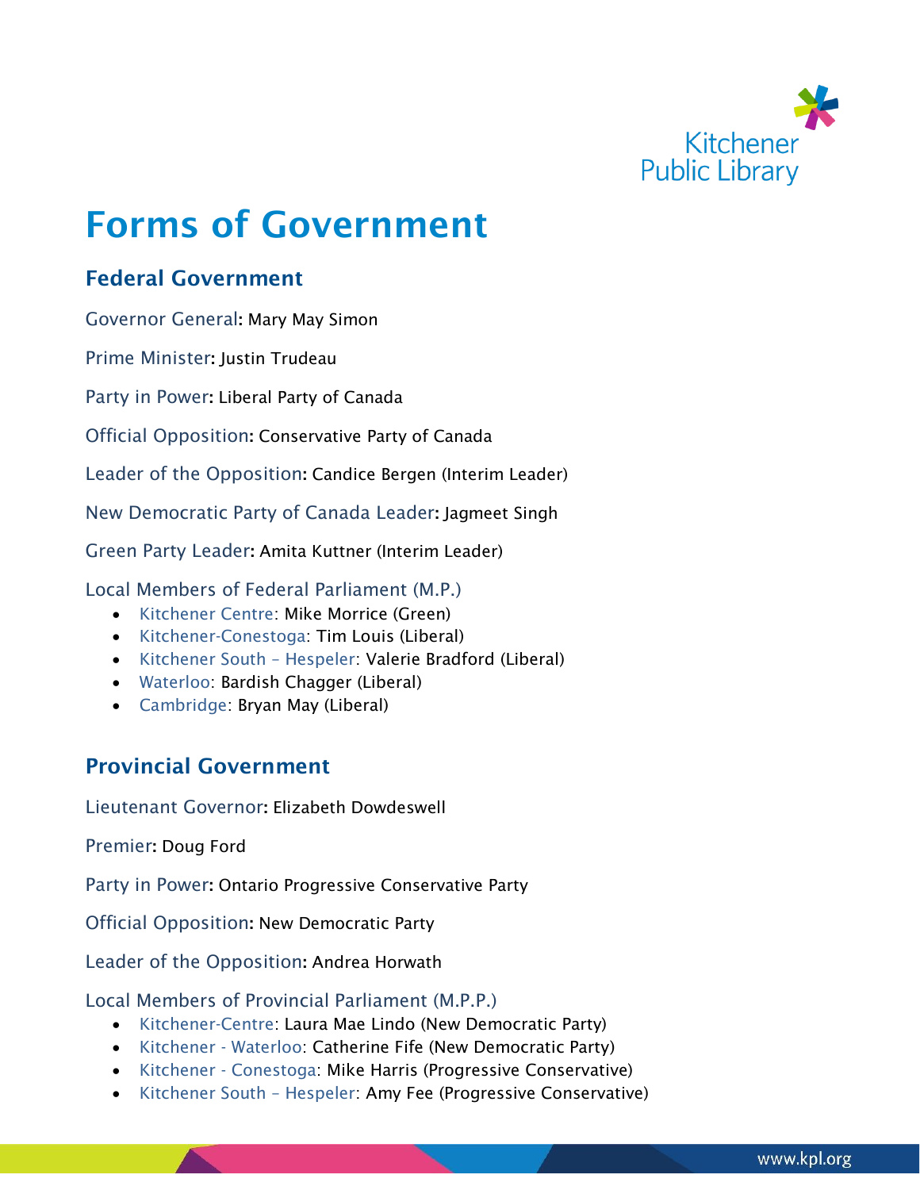# Forms of Government

## Federal Government

Governor General: Mary May Simon

Prime Minister: Justin Trudeau

Party in Power: Liberal Party of Canada

Official Opposition: Conservative Party of Canada

Leader of the Opposition: Candice Bergen (Interim Leader)

New Democratic Party of Canada Leader: Jagmeet Singh

Green Party Leader: Amita Kuttner (Interim Leader)

Local Members of Federal Parliament (M.P.)

- Kitchener Centre: Mike Morrice (Green)
- Kitchener-Conestoga: Tim Louis (Liberal)
- Kitchener South – Hespeler: Valerie Bradford (Liberal)
- Waterloo: Bardish Chagger (Liberal)
- Cambridge: Bryan May (Liberal)

## Provincial Government

Lieutenant Governor: Elizabeth Dowdeswell

Premier: Doug Ford

Party in Power: Ontario Progressive Conservative Party

Official Opposition: New Democratic Party

Leader of the Opposition: Andrea Horwath

Local Members of Provincial Parliament (M.P.P.)

- Kitchener-Centre: Laura Mae Lindo (New Democratic Party)
- Kitchener - Waterloo: Catherine Fife (New Democratic Party)
- Kitchener - Conestoga: Mike Harris (Progressive Conservative)
- Kitchener South – Hespeler: Amy Fee (Progressive Conservative)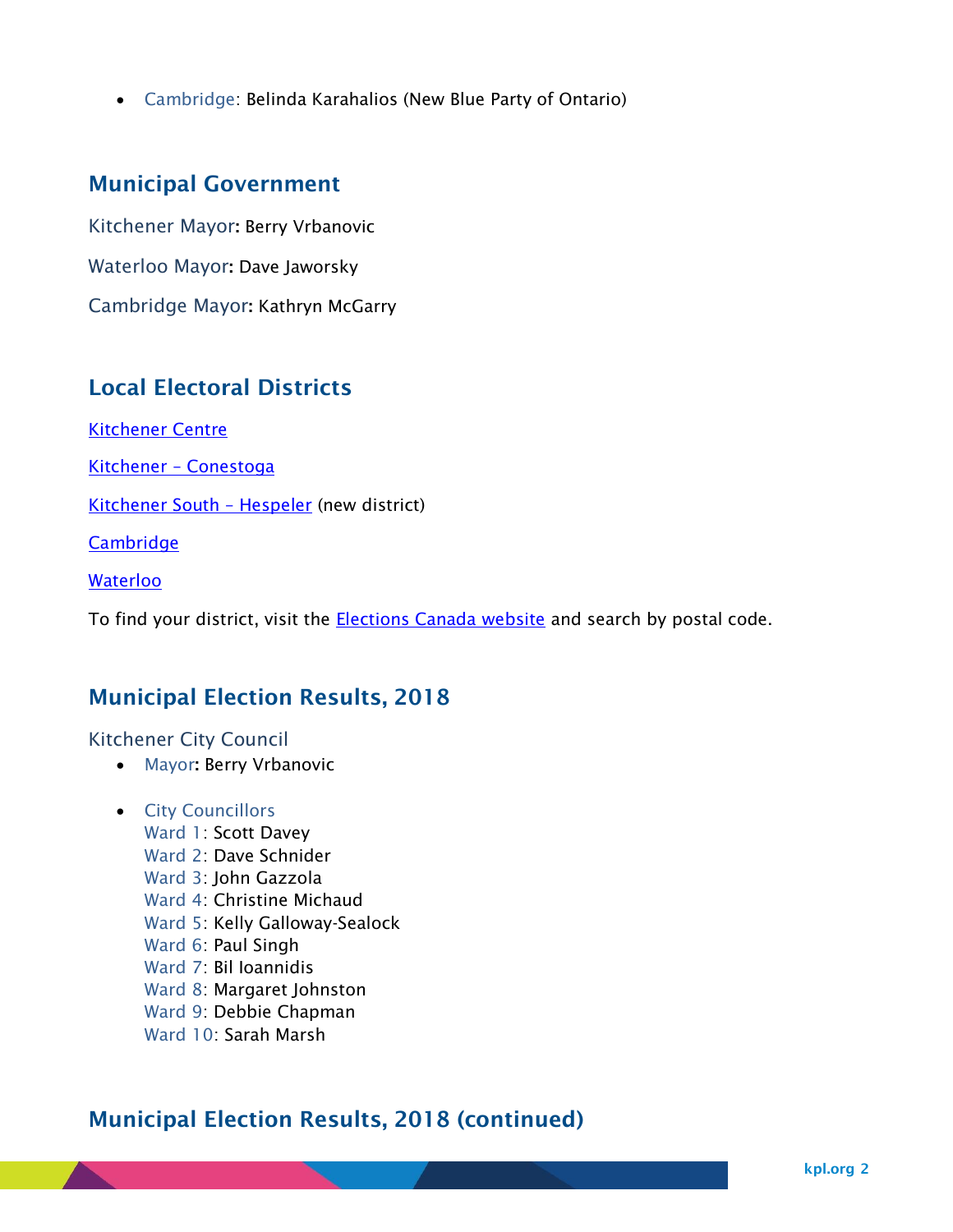- Cambridge: Belinda Karahalios (New Blue Party of Ontario)

## Municipal Government

Kitchener Mayor: Berry Vrbanovic

Waterloo Mayor: Dave Jaworsky

Cambridge Mayor: Kathryn McGarry

## Local Electoral Districts

[Kitchener Centre]()

[Kitchener – Conestoga]()

[Kitchener South – Hespeler]() (new district)

[Cambridge]()

[Waterloo]()

To find your district, visit the [Elections Canada website]() and search by postal code.

## Municipal Election Results, 2018

### Kitchener City Council

- Mayor: Berry Vrbanovic
- City Councillors
  Ward 1: Scott Davey
  Ward 2: Dave Schnider
  Ward 3: John Gazzola
  Ward 4: Christine Michaud
  Ward 5: Kelly Galloway-Sealock
  Ward 6: Paul Singh
  Ward 7: Bil Ioannidis
  Ward 8: Margaret Johnston
  Ward 9: Debbie Chapman
  Ward 10: Sarah Marsh

## Municipal Election Results, 2018 (continued)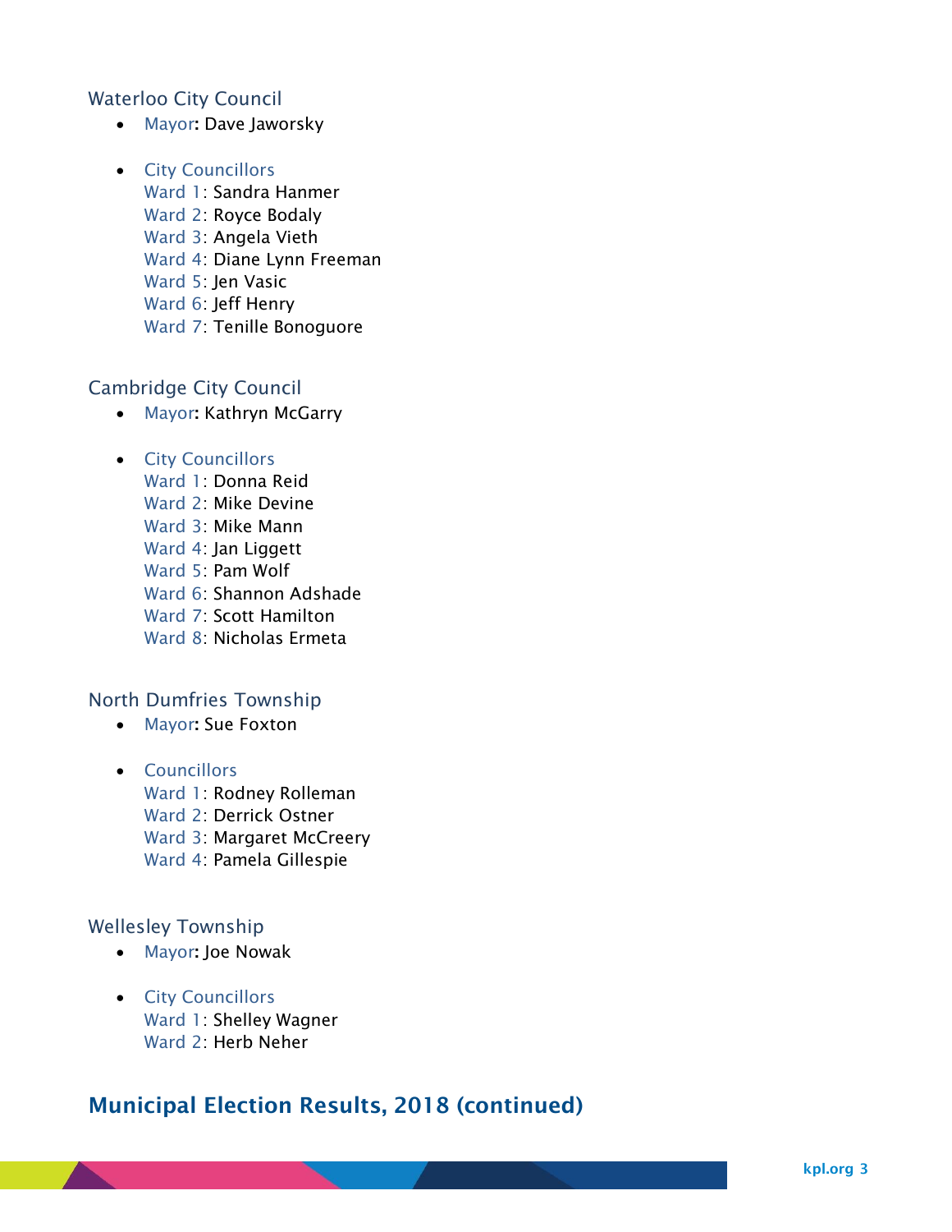### Waterloo City Council

- Mayor: Dave Jaworsky
- City Councillors
  Ward 1: Sandra Hanmer
  Ward 2: Royce Bodaly
  Ward 3: Angela Vieth
  Ward 4: Diane Lynn Freeman
  Ward 5: Jen Vasic
  Ward 6: Jeff Henry
  Ward 7: Tenille Bonoguore

### Cambridge City Council

- Mayor: Kathryn McGarry
- City Councillors
  Ward 1: Donna Reid
  Ward 2: Mike Devine
  Ward 3: Mike Mann
  Ward 4: Jan Liggett
  Ward 5: Pam Wolf
  Ward 6: Shannon Adshade
  Ward 7: Scott Hamilton
  Ward 8: Nicholas Ermeta

### North Dumfries Township

- Mayor: Sue Foxton
- Councillors
  Ward 1: Rodney Rolleman
  Ward 2: Derrick Ostner
  Ward 3: Margaret McCreery
  Ward 4: Pamela Gillespie

### Wellesley Township

- Mayor: Joe Nowak
- City Councillors
  Ward 1: Shelley Wagner
  Ward 2: Herb Neher

## Municipal Election Results, 2018 (continued)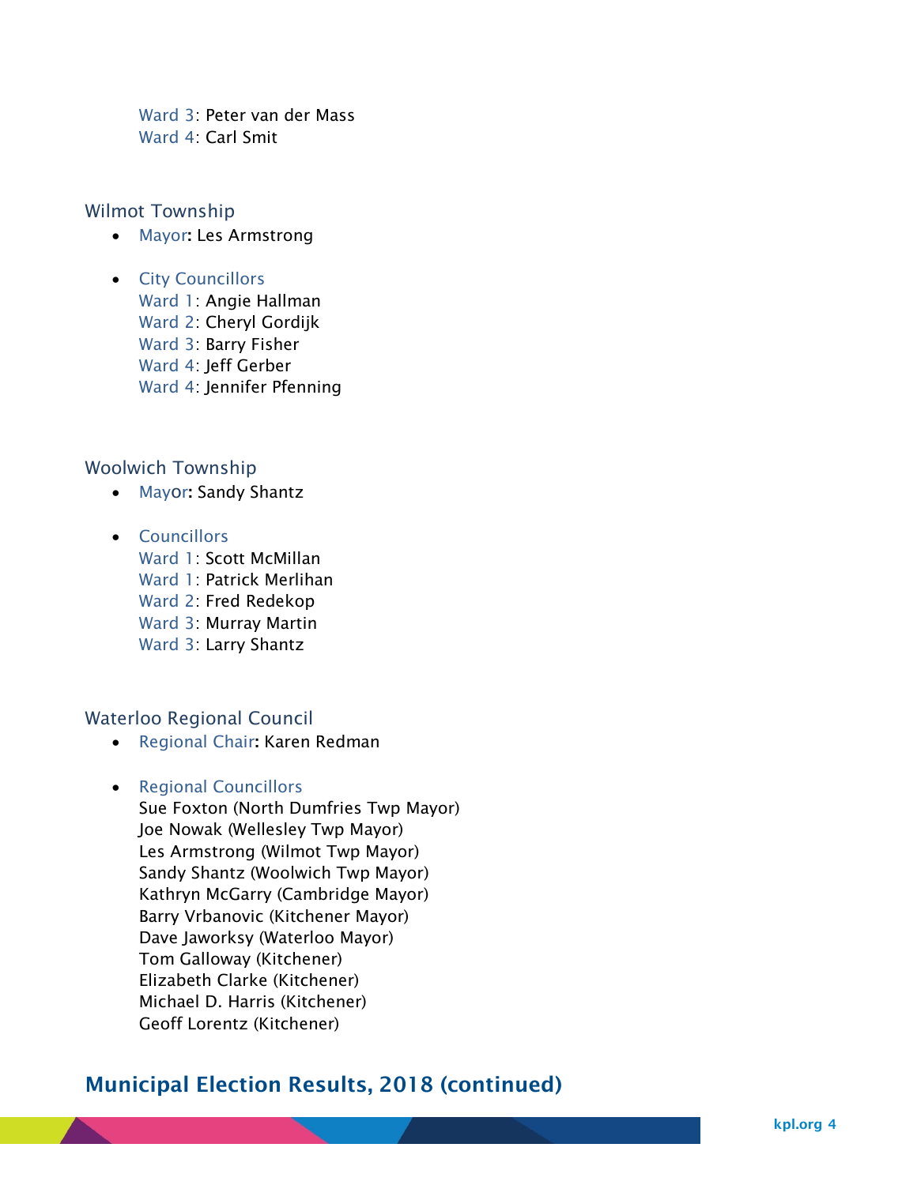Ward 3: Peter van der Mass
Ward 4: Carl Smit

## Wilmot Township

- Mayor: Les Armstrong

- City Councillors
  Ward 1: Angie Hallman
  Ward 2: Cheryl Gordijk
  Ward 3: Barry Fisher
  Ward 4: Jeff Gerber
  Ward 4: Jennifer Pfenning

## Woolwich Township

- Mayor: Sandy Shantz

- Councillors
  Ward 1: Scott McMillan
  Ward 1: Patrick Merlihan
  Ward 2: Fred Redekop
  Ward 3: Murray Martin
  Ward 3: Larry Shantz

## Waterloo Regional Council

- Regional Chair: Karen Redman

- Regional Councillors
  Sue Foxton (North Dumfries Twp Mayor)
  Joe Nowak (Wellesley Twp Mayor)
  Les Armstrong (Wilmot Twp Mayor)
  Sandy Shantz (Woolwich Twp Mayor)
  Kathryn McGarry (Cambridge Mayor)
  Barry Vrbanovic (Kitchener Mayor)
  Dave Jaworksy (Waterloo Mayor)
  Tom Galloway (Kitchener)
  Elizabeth Clarke (Kitchener)
  Michael D. Harris (Kitchener)
  Geoff Lorentz (Kitchener)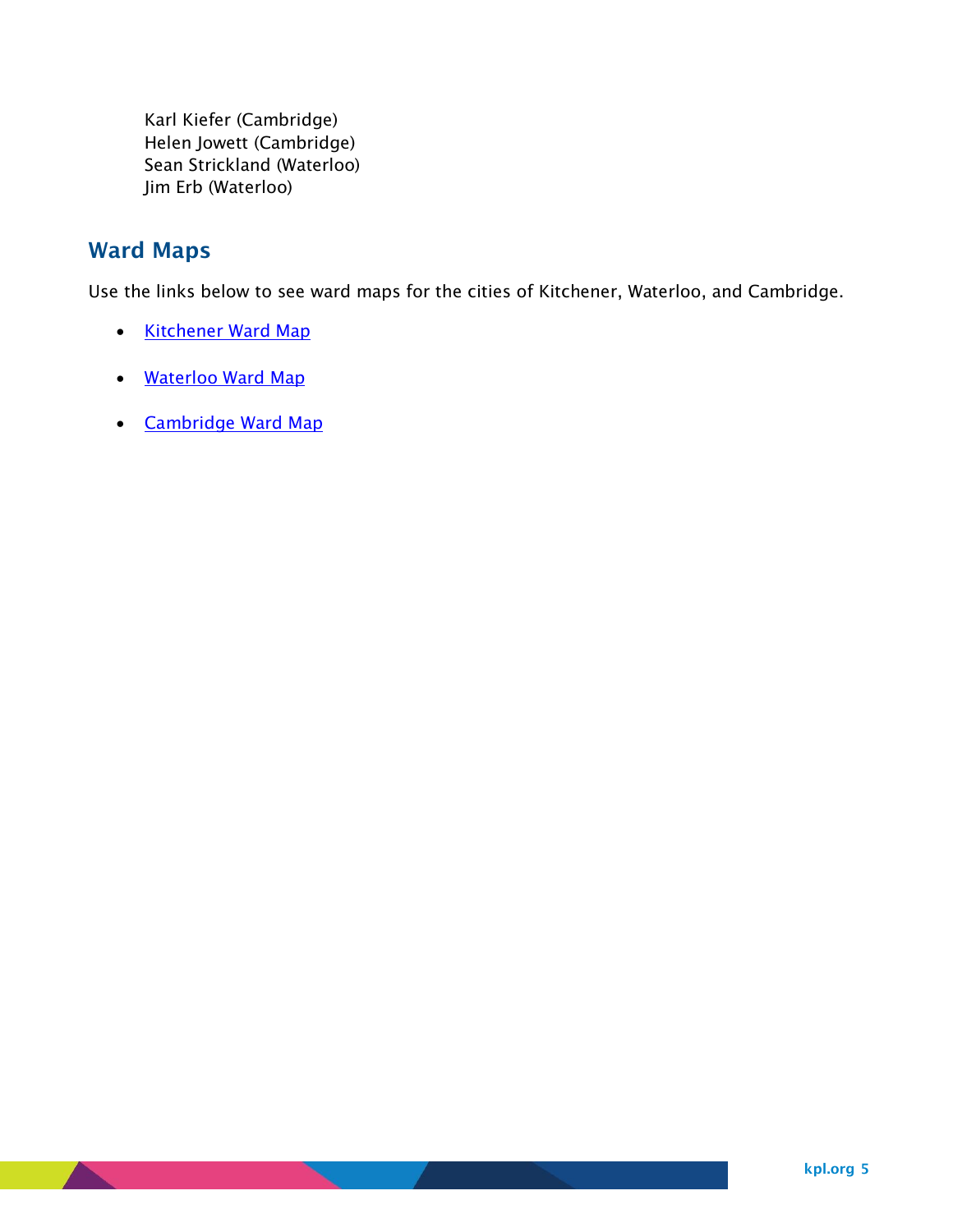Karl Kiefer (Cambridge)
Helen Jowett (Cambridge)
Sean Strickland (Waterloo)
Jim Erb (Waterloo)

## Ward Maps

Use the links below to see ward maps for the cities of Kitchener, Waterloo, and Cambridge.

- Kitchener Ward Map
- Waterloo Ward Map
- Cambridge Ward Map